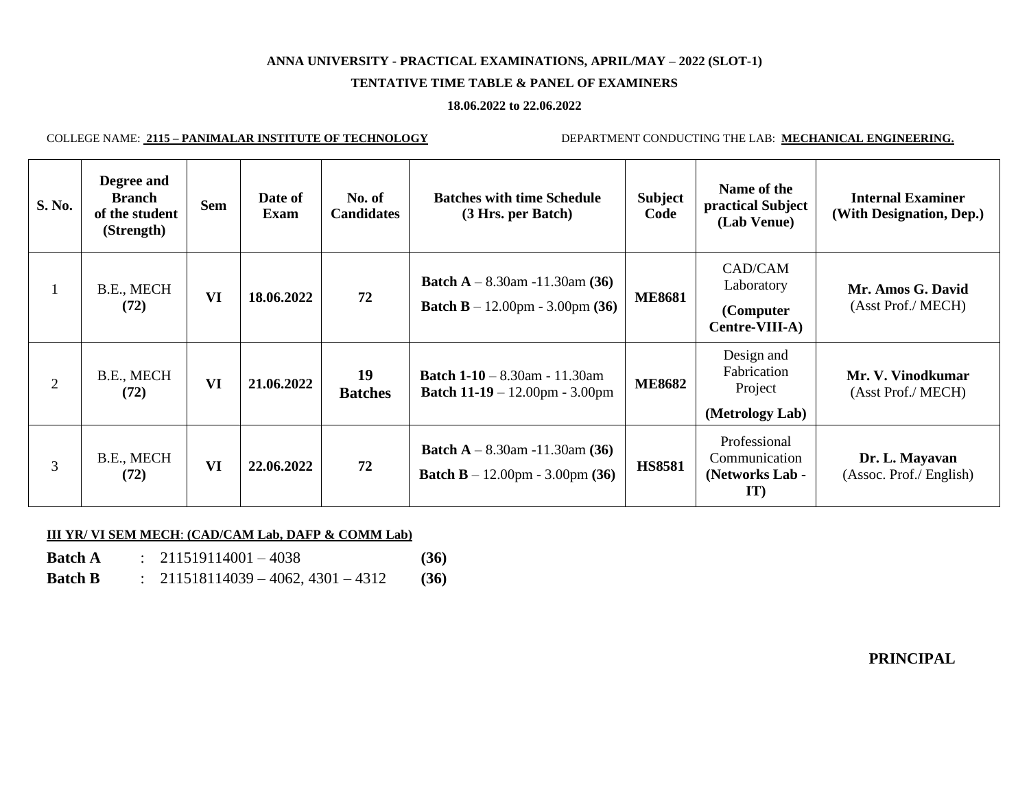**ANNA UNIVERSITY - PRACTICAL EXAMINATIONS, APRIL/MAY – 2022 (SLOT-1)**

**TENTATIVE TIME TABLE & PANEL OF EXAMINERS**

**18.06.2022 to 22.06.2022**

COLLEGE NAME: **2115 – PANIMALAR INSTITUTE OF TECHNOLOGY** DEPARTMENT CONDUCTING THE LAB: **MECHANICAL ENGINEERING.**

| S. No. | Degree and Branch of the student (Strength) | Sem | Date of Exam | No. of Candidates | Batches with time Schedule (3 Hrs. per Batch) | Subject Code | Name of the practical Subject (Lab Venue) | Internal Examiner (With Designation, Dep.) |
|---|---|---|---|---|---|---|---|---|
| 1 | B.E., MECH **(72)** | **VI** | **18.06.2022** | **72** | **Batch A** – 8.30am -11.30am **(36)** **Batch B** – 12.00pm - 3.00pm **(36)** | **ME8681** | CAD/CAM Laboratory **(Computer Centre-VIII-A)** | **Mr. Amos G. David** (Asst Prof./ MECH) |
| 2 | B.E., MECH **(72)** | **VI** | **21.06.2022** | **19 Batches** | **Batch 1-10** – 8.30am - 11.30am **Batch 11-19** – 12.00pm - 3.00pm | **ME8682** | Design and Fabrication Project **(Metrology Lab)** | **Mr. V. Vinodkumar** (Asst Prof./ MECH) |
| 3 | B.E., MECH **(72)** | **VI** | **22.06.2022** | **72** | **Batch A** – 8.30am -11.30am **(36)** **Batch B** – 12.00pm - 3.00pm **(36)** | **HS8581** | Professional Communication **(Networks Lab - IT)** | **Dr. L. Mayavan** (Assoc. Prof./ English) |

**III YR/ VI SEM MECH: (CAD/CAM Lab, DAFP & COMM Lab)**

**Batch A** : 211519114001 – 4038 **(36)**

**Batch B** : 211518114039 – 4062, 4301 – 4312 **(36)**

**PRINCIPAL**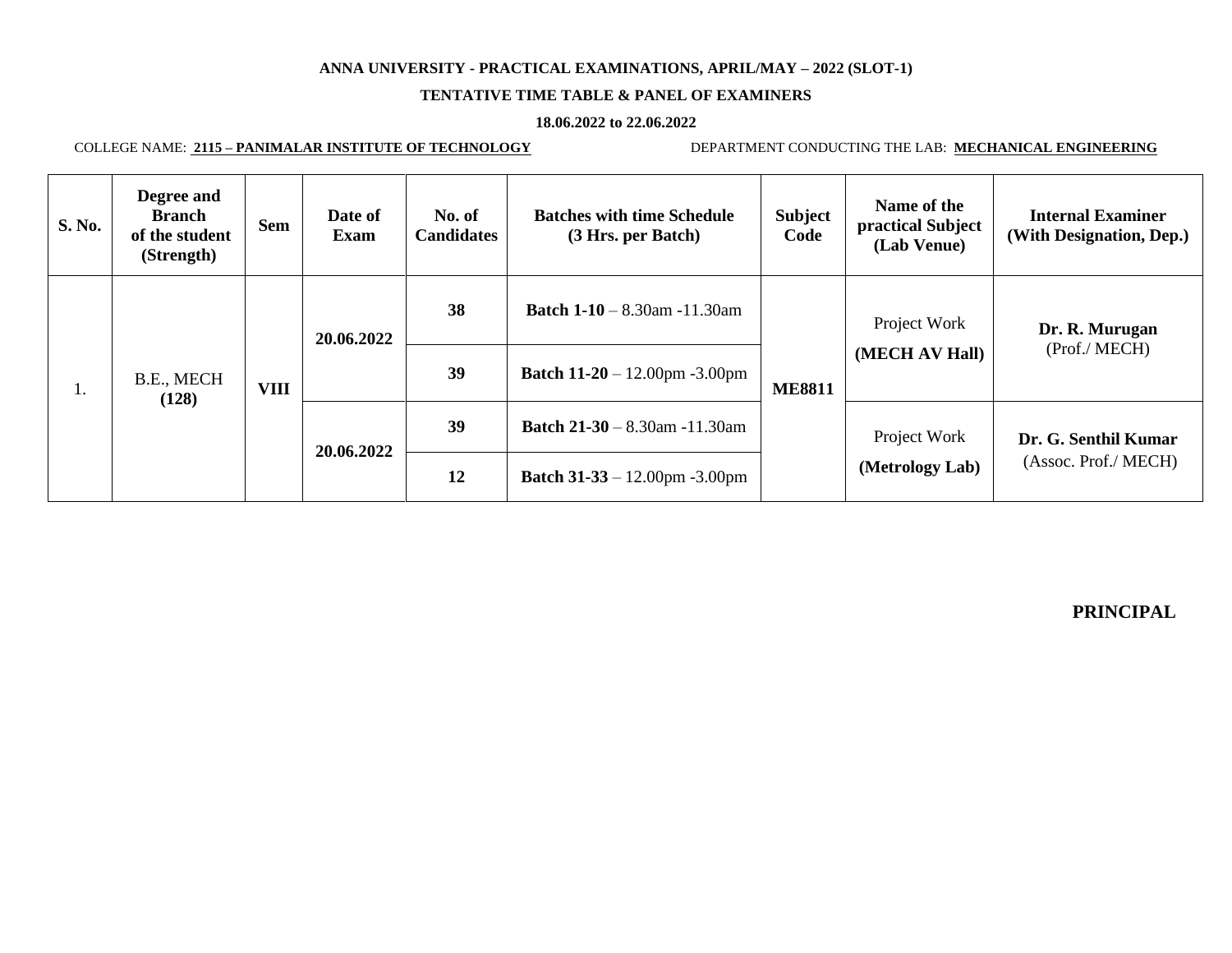**ANNA UNIVERSITY - PRACTICAL EXAMINATIONS, APRIL/MAY – 2022 (SLOT-1)**

**TENTATIVE TIME TABLE & PANEL OF EXAMINERS**

**18.06.2022 to 22.06.2022**

COLLEGE NAME: **2115 – PANIMALAR INSTITUTE OF TECHNOLOGY** DEPARTMENT CONDUCTING THE LAB: **MECHANICAL ENGINEERING**

| S. No. | Degree and Branch of the student (Strength) | Sem | Date of Exam | No. of Candidates | Batches with time Schedule (3 Hrs. per Batch) | Subject Code | Name of the practical Subject (Lab Venue) | Internal Examiner (With Designation, Dep.) |
|---|---|---|---|---|---|---|---|---|
| 1. | B.E., MECH **(128)** | **VIII** | **20.06.2022** | **38** | **Batch 1-10** – 8.30am -11.30am | **ME8811** | Project Work **(MECH AV Hall)** | **Dr. R. Murugan** (Prof./ MECH) |
| | | | | **39** | **Batch 11-20** – 12.00pm -3.00pm | | | |
| | | | **20.06.2022** | **39** | **Batch 21-30** – 8.30am -11.30am | | Project Work **(Metrology Lab)** | **Dr. G. Senthil Kumar** (Assoc. Prof./ MECH) |
| | | | | **12** | **Batch 31-33** – 12.00pm -3.00pm | | | |

**PRINCIPAL**